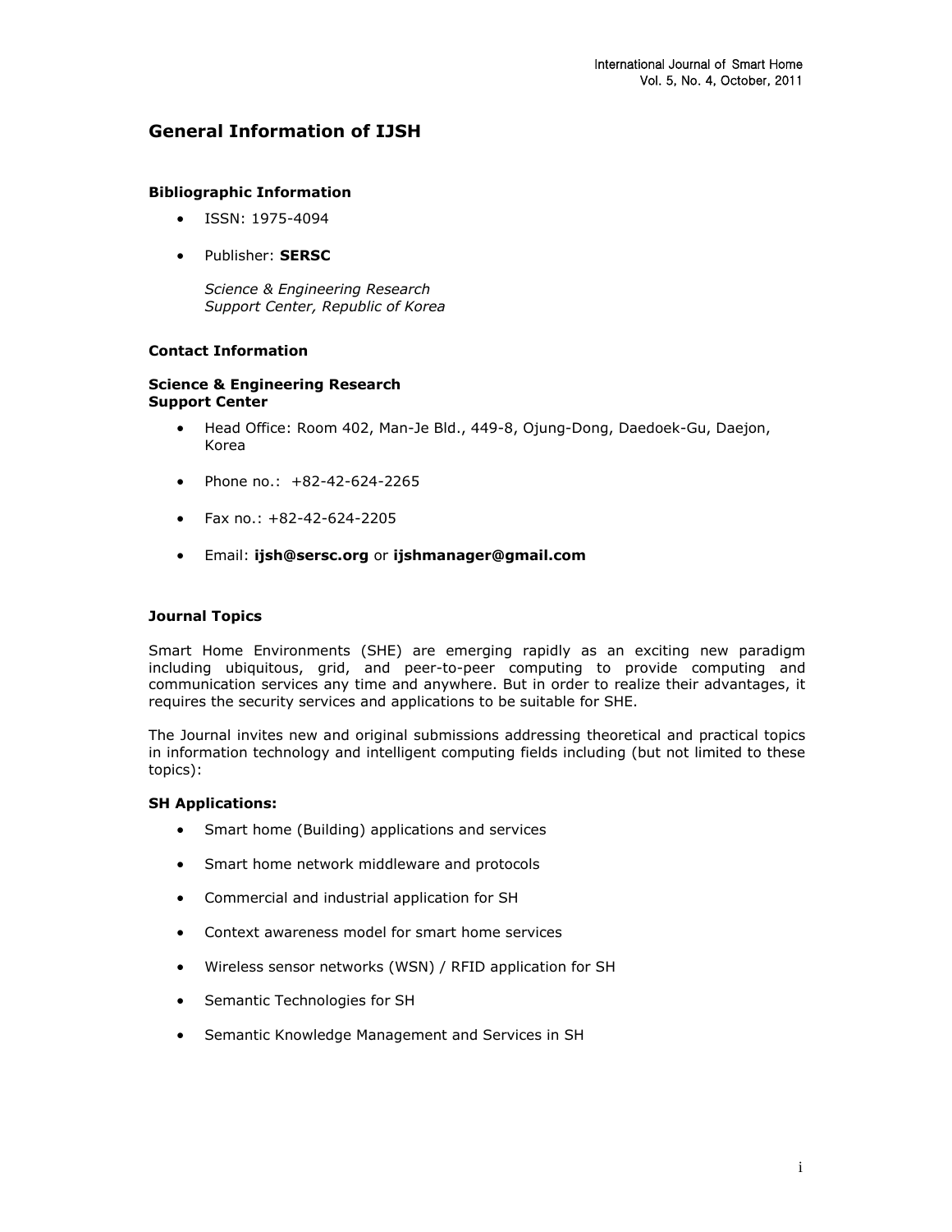# General Information of IJSH

## Bibliographic Information

- ISSN: 1975-4094
- Publisher: **SERSC**

  *Science & Engineering Research Support Center, Republic of Korea*

## Contact Information

**Science & Engineering Research Support Center**

- Head Office: Room 402, Man-Je Bld., 449-8, Ojung-Dong, Daedoek-Gu, Daejon, Korea
- Phone no.: +82-42-624-2265
- Fax no.: +82-42-624-2205
- Email: **ijsh@sersc.org** or **ijshmanager@gmail.com**

## Journal Topics

Smart Home Environments (SHE) are emerging rapidly as an exciting new paradigm including ubiquitous, grid, and peer-to-peer computing to provide computing and communication services any time and anywhere. But in order to realize their advantages, it requires the security services and applications to be suitable for SHE.

The Journal invites new and original submissions addressing theoretical and practical topics in information technology and intelligent computing fields including (but not limited to these topics):

**SH Applications:**

- Smart home (Building) applications and services
- Smart home network middleware and protocols
- Commercial and industrial application for SH
- Context awareness model for smart home services
- Wireless sensor networks (WSN) / RFID application for SH
- Semantic Technologies for SH
- Semantic Knowledge Management and Services in SH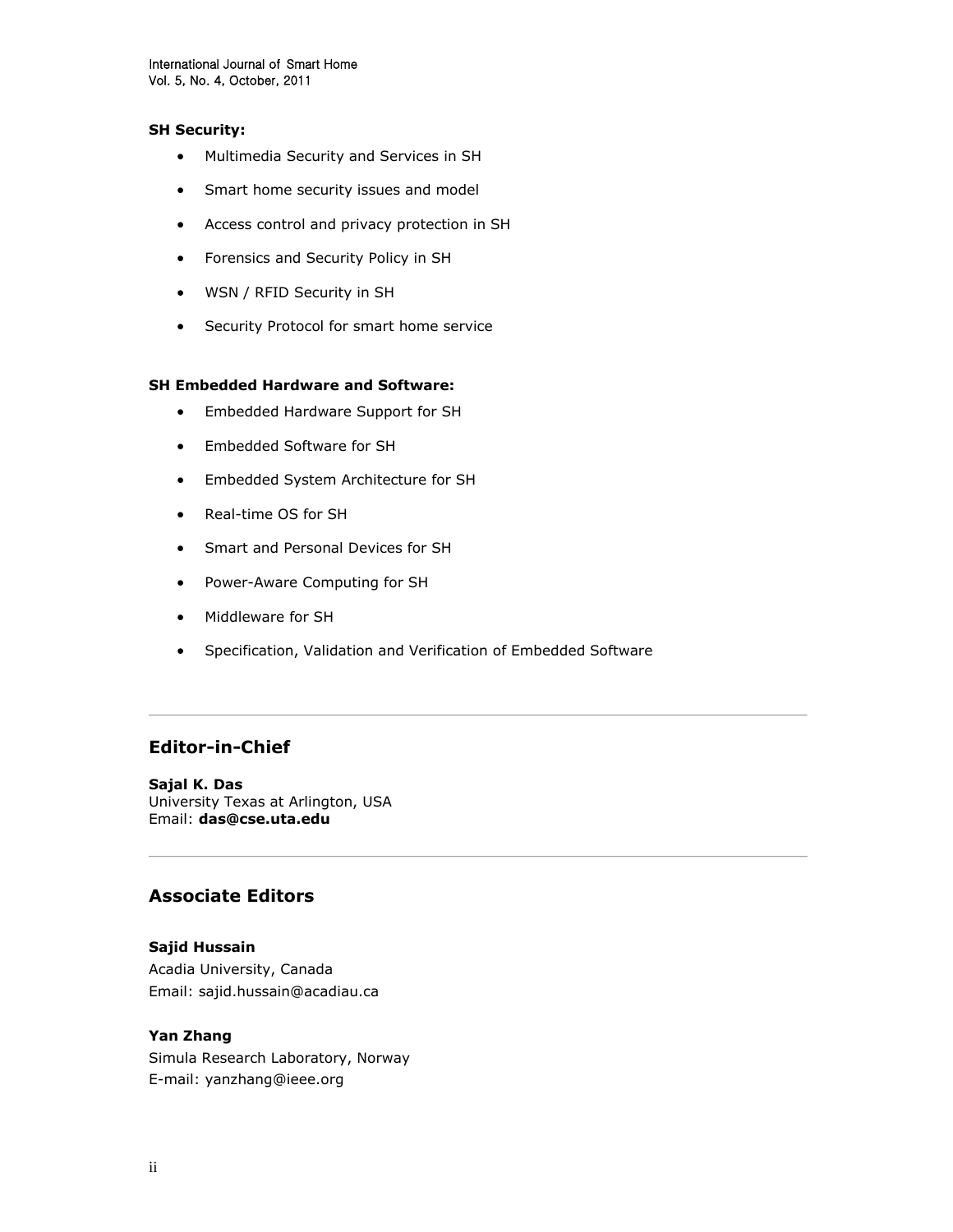**SH Security:**

- Multimedia Security and Services in SH
- Smart home security issues and model
- Access control and privacy protection in SH
- Forensics and Security Policy in SH
- WSN / RFID Security in SH
- Security Protocol for smart home service

**SH Embedded Hardware and Software:**

- Embedded Hardware Support for SH
- Embedded Software for SH
- Embedded System Architecture for SH
- Real-time OS for SH
- Smart and Personal Devices for SH
- Power-Aware Computing for SH
- Middleware for SH
- Specification, Validation and Verification of Embedded Software

---

## Editor-in-Chief

**Sajal K. Das**
University Texas at Arlington, USA
Email: **das@cse.uta.edu**

---

## Associate Editors

**Sajid Hussain**
Acadia University, Canada
Email: sajid.hussain@acadiau.ca

**Yan Zhang**
Simula Research Laboratory, Norway
E-mail: yanzhang@ieee.org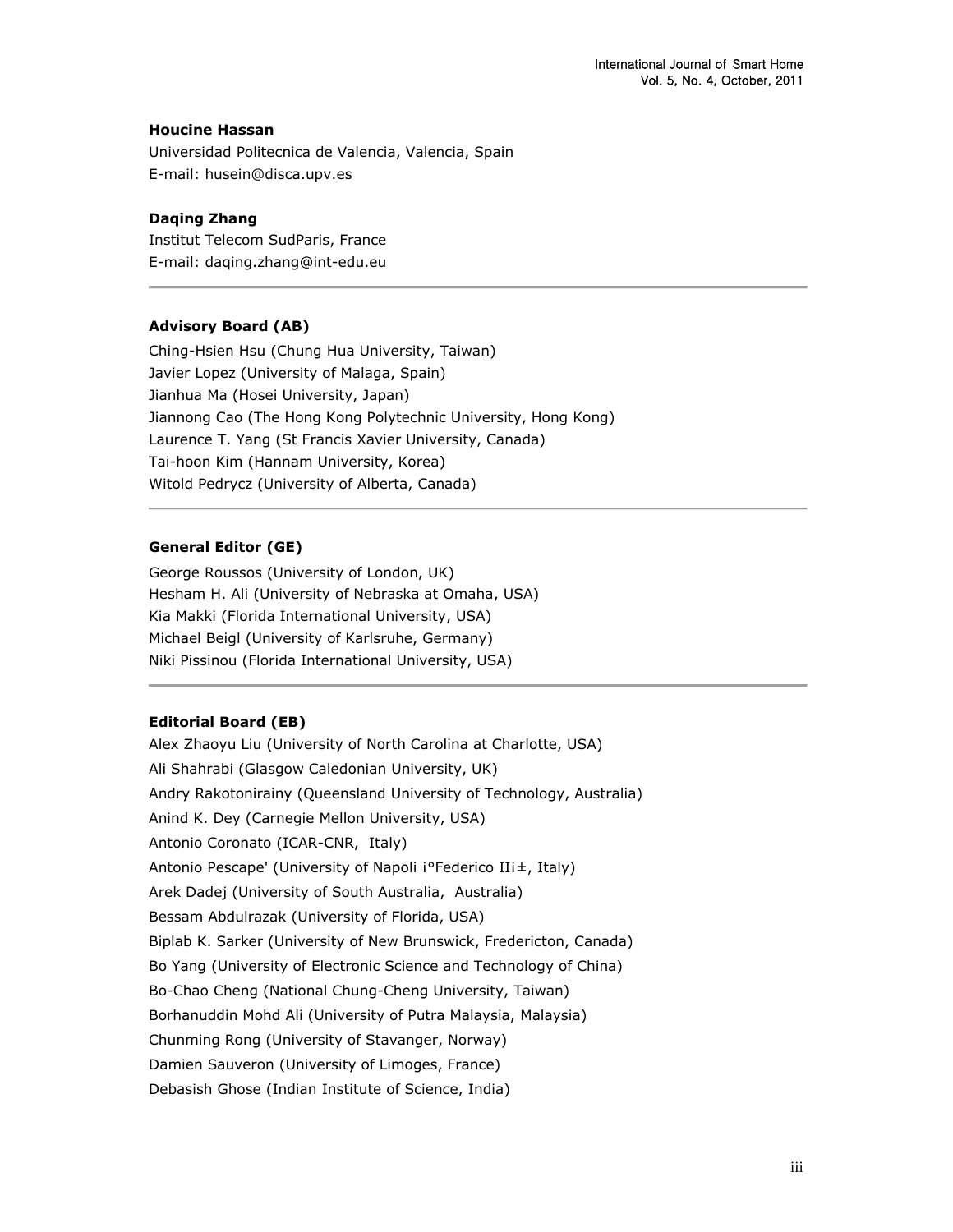**Houcine Hassan**

Universidad Politecnica de Valencia, Valencia, Spain
E-mail: husein@disca.upv.es

**Daqing Zhang**

Institut Telecom SudParis, France
E-mail: daqing.zhang@int-edu.eu

---

### Advisory Board (AB)

Ching-Hsien Hsu (Chung Hua University, Taiwan)
Javier Lopez (University of Malaga, Spain)
Jianhua Ma (Hosei University, Japan)
Jiannong Cao (The Hong Kong Polytechnic University, Hong Kong)
Laurence T. Yang (St Francis Xavier University, Canada)
Tai-hoon Kim (Hannam University, Korea)
Witold Pedrycz (University of Alberta, Canada)

---

### General Editor (GE)

George Roussos (University of London, UK)
Hesham H. Ali (University of Nebraska at Omaha, USA)
Kia Makki (Florida International University, USA)
Michael Beigl (University of Karlsruhe, Germany)
Niki Pissinou (Florida International University, USA)

---

### Editorial Board (EB)

Alex Zhaoyu Liu (University of North Carolina at Charlotte, USA)
Ali Shahrabi (Glasgow Caledonian University, UK)
Andry Rakotonirainy (Queensland University of Technology, Australia)
Anind K. Dey (Carnegie Mellon University, USA)
Antonio Coronato (ICAR-CNR, Italy)
Antonio Pescape' (University of Napoli ¡°Federico II¡±, Italy)
Arek Dadej (University of South Australia, Australia)
Bessam Abdulrazak (University of Florida, USA)
Biplab K. Sarker (University of New Brunswick, Fredericton, Canada)
Bo Yang (University of Electronic Science and Technology of China)
Bo-Chao Cheng (National Chung-Cheng University, Taiwan)
Borhanuddin Mohd Ali (University of Putra Malaysia, Malaysia)
Chunming Rong (University of Stavanger, Norway)
Damien Sauveron (University of Limoges, France)
Debasish Ghose (Indian Institute of Science, India)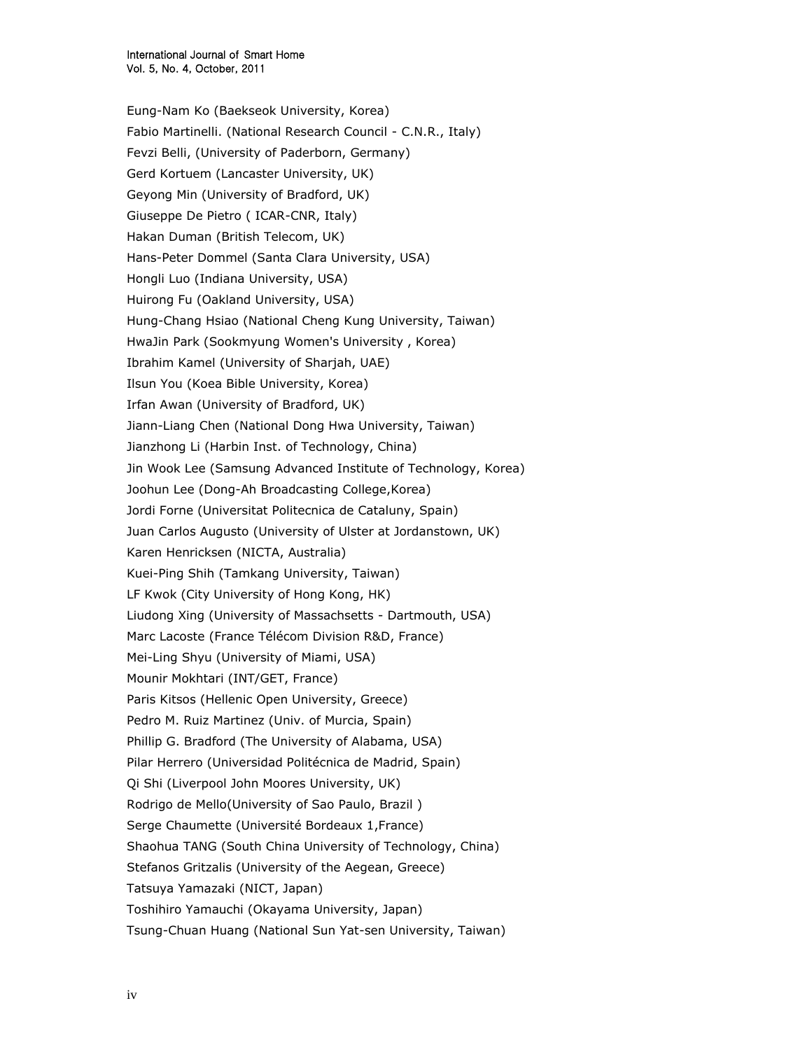Eung-Nam Ko (Baekseok University, Korea)

Fabio Martinelli. (National Research Council - C.N.R., Italy)

Fevzi Belli, (University of Paderborn, Germany)

Gerd Kortuem (Lancaster University, UK)

Geyong Min (University of Bradford, UK)

Giuseppe De Pietro ( ICAR-CNR, Italy)

Hakan Duman (British Telecom, UK)

Hans-Peter Dommel (Santa Clara University, USA)

Hongli Luo (Indiana University, USA)

Huirong Fu (Oakland University, USA)

Hung-Chang Hsiao (National Cheng Kung University, Taiwan)

HwaJin Park (Sookmyung Women's University , Korea)

Ibrahim Kamel (University of Sharjah, UAE)

Ilsun You (Koea Bible University, Korea)

Irfan Awan (University of Bradford, UK)

Jiann-Liang Chen (National Dong Hwa University, Taiwan)

Jianzhong Li (Harbin Inst. of Technology, China)

Jin Wook Lee (Samsung Advanced Institute of Technology, Korea)

Joohun Lee (Dong-Ah Broadcasting College,Korea)

Jordi Forne (Universitat Politecnica de Cataluny, Spain)

Juan Carlos Augusto (University of Ulster at Jordanstown, UK)

Karen Henricksen (NICTA, Australia)

Kuei-Ping Shih (Tamkang University, Taiwan)

LF Kwok (City University of Hong Kong, HK)

Liudong Xing (University of Massachsetts - Dartmouth, USA)

Marc Lacoste (France Télécom Division R&D, France)

Mei-Ling Shyu (University of Miami, USA)

Mounir Mokhtari (INT/GET, France)

Paris Kitsos (Hellenic Open University, Greece)

Pedro M. Ruiz Martinez (Univ. of Murcia, Spain)

Phillip G. Bradford (The University of Alabama, USA)

Pilar Herrero (Universidad Politécnica de Madrid, Spain)

Qi Shi (Liverpool John Moores University, UK)

Rodrigo de Mello(University of Sao Paulo, Brazil )

Serge Chaumette (Université Bordeaux 1,France)

Shaohua TANG (South China University of Technology, China)

Stefanos Gritzalis (University of the Aegean, Greece)

Tatsuya Yamazaki (NICT, Japan)

Toshihiro Yamauchi (Okayama University, Japan)

Tsung-Chuan Huang (National Sun Yat-sen University, Taiwan)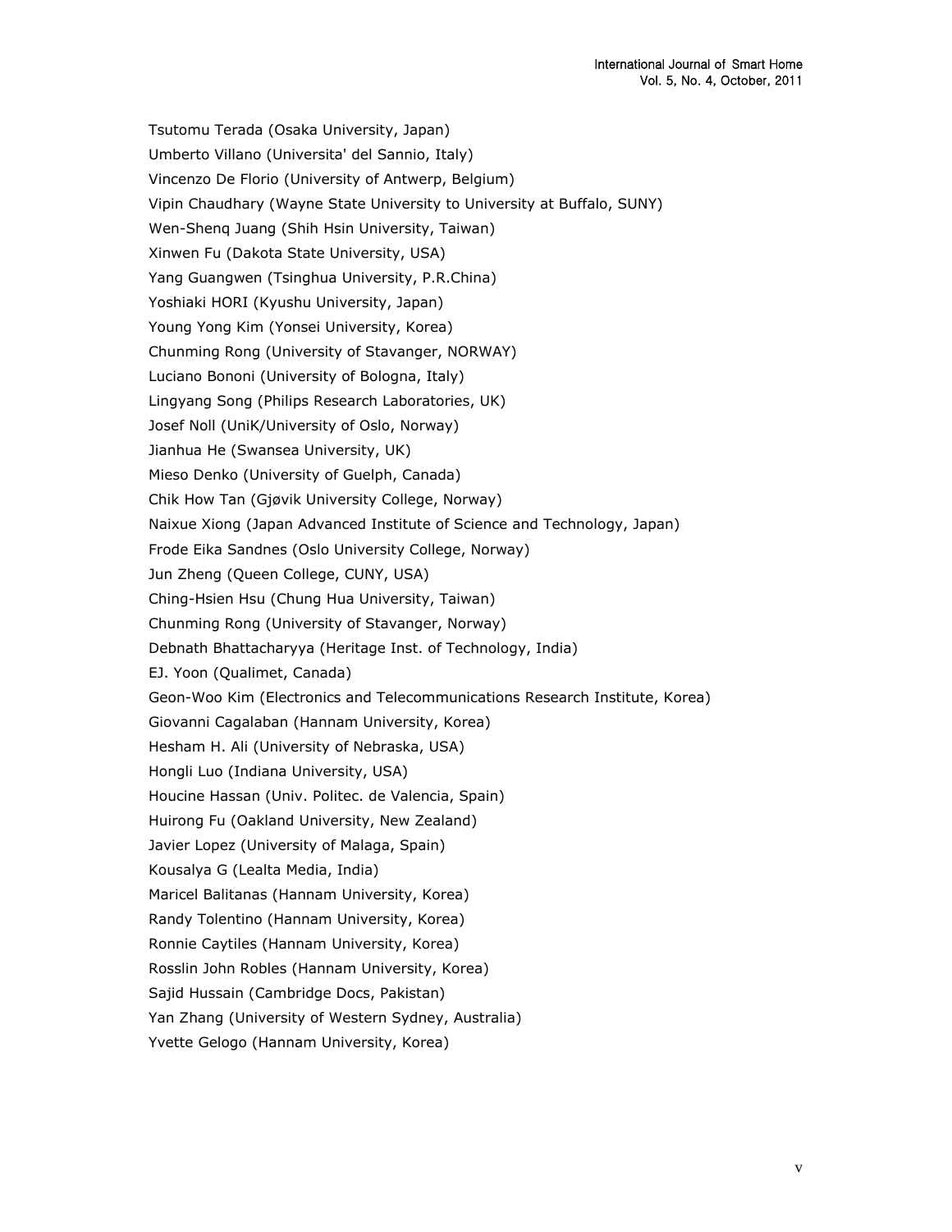Tsutomu Terada (Osaka University, Japan)

Umberto Villano (Universita' del Sannio, Italy)

Vincenzo De Florio (University of Antwerp, Belgium)

Vipin Chaudhary (Wayne State University to University at Buffalo, SUNY)

Wen-Shenq Juang (Shih Hsin University, Taiwan)

Xinwen Fu (Dakota State University, USA)

Yang Guangwen (Tsinghua University, P.R.China)

Yoshiaki HORI (Kyushu University, Japan)

Young Yong Kim (Yonsei University, Korea)

Chunming Rong (University of Stavanger, NORWAY)

Luciano Bononi (University of Bologna, Italy)

Lingyang Song (Philips Research Laboratories, UK)

Josef Noll (UniK/University of Oslo, Norway)

Jianhua He (Swansea University, UK)

Mieso Denko (University of Guelph, Canada)

Chik How Tan (Gjøvik University College, Norway)

Naixue Xiong (Japan Advanced Institute of Science and Technology, Japan)

Frode Eika Sandnes (Oslo University College, Norway)

Jun Zheng (Queen College, CUNY, USA)

Ching-Hsien Hsu (Chung Hua University, Taiwan)

Chunming Rong (University of Stavanger, Norway)

Debnath Bhattacharyya (Heritage Inst. of Technology, India)

EJ. Yoon (Qualimet, Canada)

Geon-Woo Kim (Electronics and Telecommunications Research Institute, Korea)

Giovanni Cagalaban (Hannam University, Korea)

Hesham H. Ali (University of Nebraska, USA)

Hongli Luo (Indiana University, USA)

Houcine Hassan (Univ. Politec. de Valencia, Spain)

Huirong Fu (Oakland University, New Zealand)

Javier Lopez (University of Malaga, Spain)

Kousalya G (Lealta Media, India)

Maricel Balitanas (Hannam University, Korea)

Randy Tolentino (Hannam University, Korea)

Ronnie Caytiles (Hannam University, Korea)

Rosslin John Robles (Hannam University, Korea)

Sajid Hussain (Cambridge Docs, Pakistan)

Yan Zhang (University of Western Sydney, Australia)

Yvette Gelogo (Hannam University, Korea)